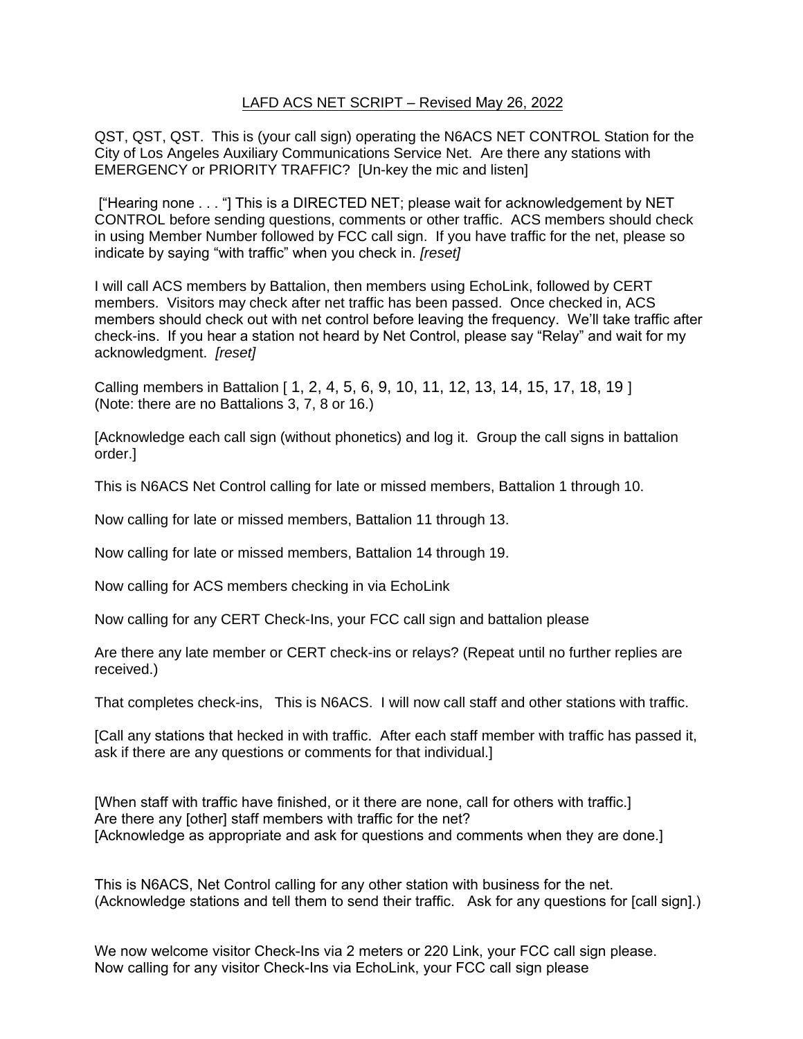LAFD ACS NET SCRIPT – Revised May 26, 2022

QST, QST, QST. This is (your call sign) operating the N6ACS NET CONTROL Station for the City of Los Angeles Auxiliary Communications Service Net. Are there any stations with EMERGENCY or PRIORITY TRAFFIC? [Un-key the mic and listen]

["Hearing none . . . "] This is a DIRECTED NET; please wait for acknowledgement by NET CONTROL before sending questions, comments or other traffic. ACS members should check in using Member Number followed by FCC call sign. If you have traffic for the net, please so indicate by saying "with traffic" when you check in. *[reset]*

I will call ACS members by Battalion, then members using EchoLink, followed by CERT members. Visitors may check after net traffic has been passed. Once checked in, ACS members should check out with net control before leaving the frequency. We'll take traffic after check-ins. If you hear a station not heard by Net Control, please say "Relay" and wait for my acknowledgment. *[reset]*

Calling members in Battalion [ 1, 2, 4, 5, 6, 9, 10, 11, 12, 13, 14, 15, 17, 18, 19 ]
(Note: there are no Battalions 3, 7, 8 or 16.)

[Acknowledge each call sign (without phonetics) and log it. Group the call signs in battalion order.]

This is N6ACS Net Control calling for late or missed members, Battalion 1 through 10.

Now calling for late or missed members, Battalion 11 through 13.

Now calling for late or missed members, Battalion 14 through 19.

Now calling for ACS members checking in via EchoLink

Now calling for any CERT Check-Ins, your FCC call sign and battalion please

Are there any late member or CERT check-ins or relays? (Repeat until no further replies are received.)

That completes check-ins, This is N6ACS. I will now call staff and other stations with traffic.

[Call any stations that hecked in with traffic. After each staff member with traffic has passed it, ask if there are any questions or comments for that individual.]

[When staff with traffic have finished, or it there are none, call for others with traffic.]
Are there any [other] staff members with traffic for the net?
[Acknowledge as appropriate and ask for questions and comments when they are done.]

This is N6ACS, Net Control calling for any other station with business for the net.
(Acknowledge stations and tell them to send their traffic. Ask for any questions for [call sign].)

We now welcome visitor Check-Ins via 2 meters or 220 Link, your FCC call sign please.
Now calling for any visitor Check-Ins via EchoLink, your FCC call sign please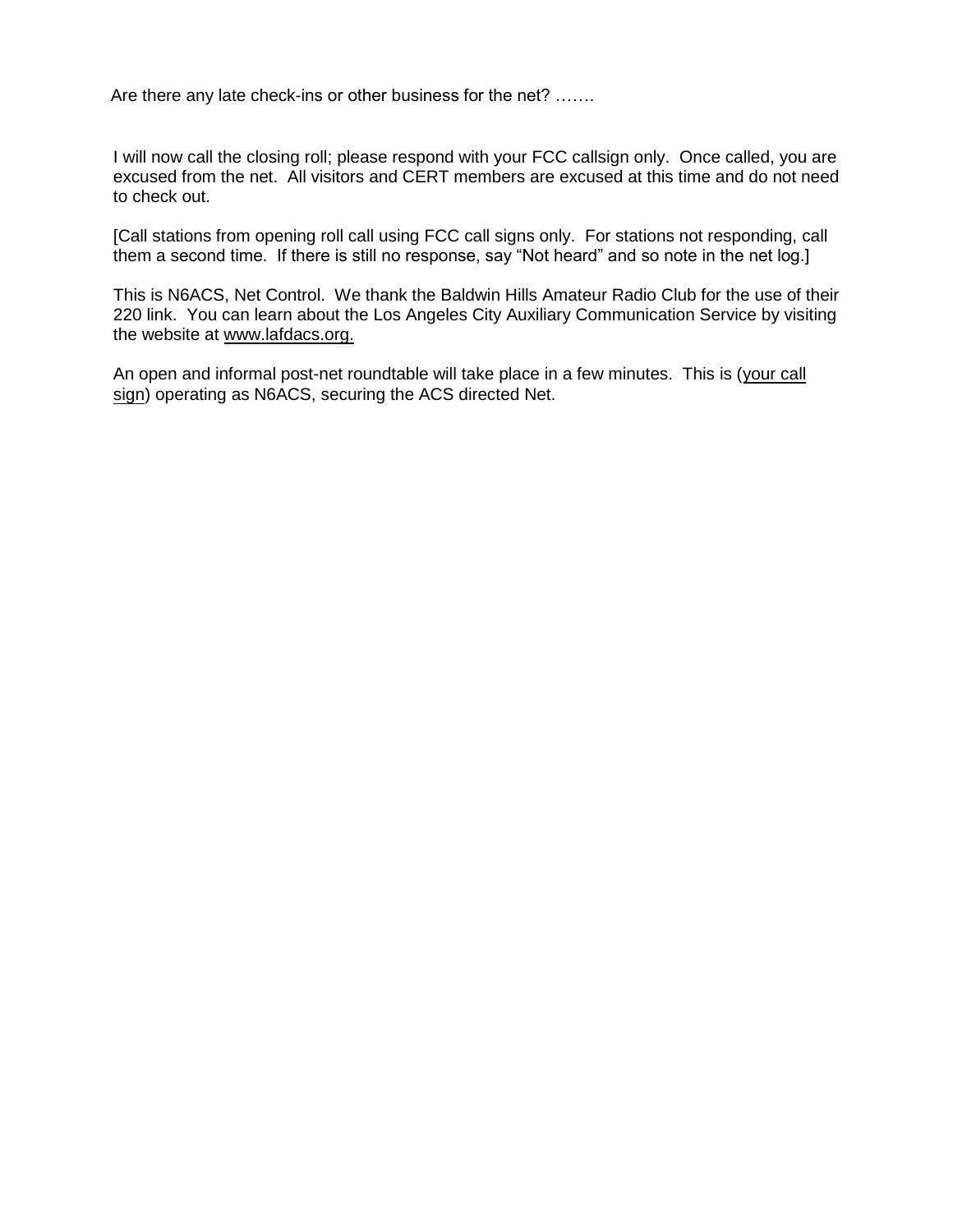Are there any late check-ins or other business for the net? …….

I will now call the closing roll; please respond with your FCC callsign only. Once called, you are excused from the net. All visitors and CERT members are excused at this time and do not need to check out.

[Call stations from opening roll call using FCC call signs only. For stations not responding, call them a second time. If there is still no response, say "Not heard" and so note in the net log.]

This is N6ACS, Net Control. We thank the Baldwin Hills Amateur Radio Club for the use of their 220 link. You can learn about the Los Angeles City Auxiliary Communication Service by visiting the website at www.lafdacs.org.

An open and informal post-net roundtable will take place in a few minutes. This is (your call sign) operating as N6ACS, securing the ACS directed Net.